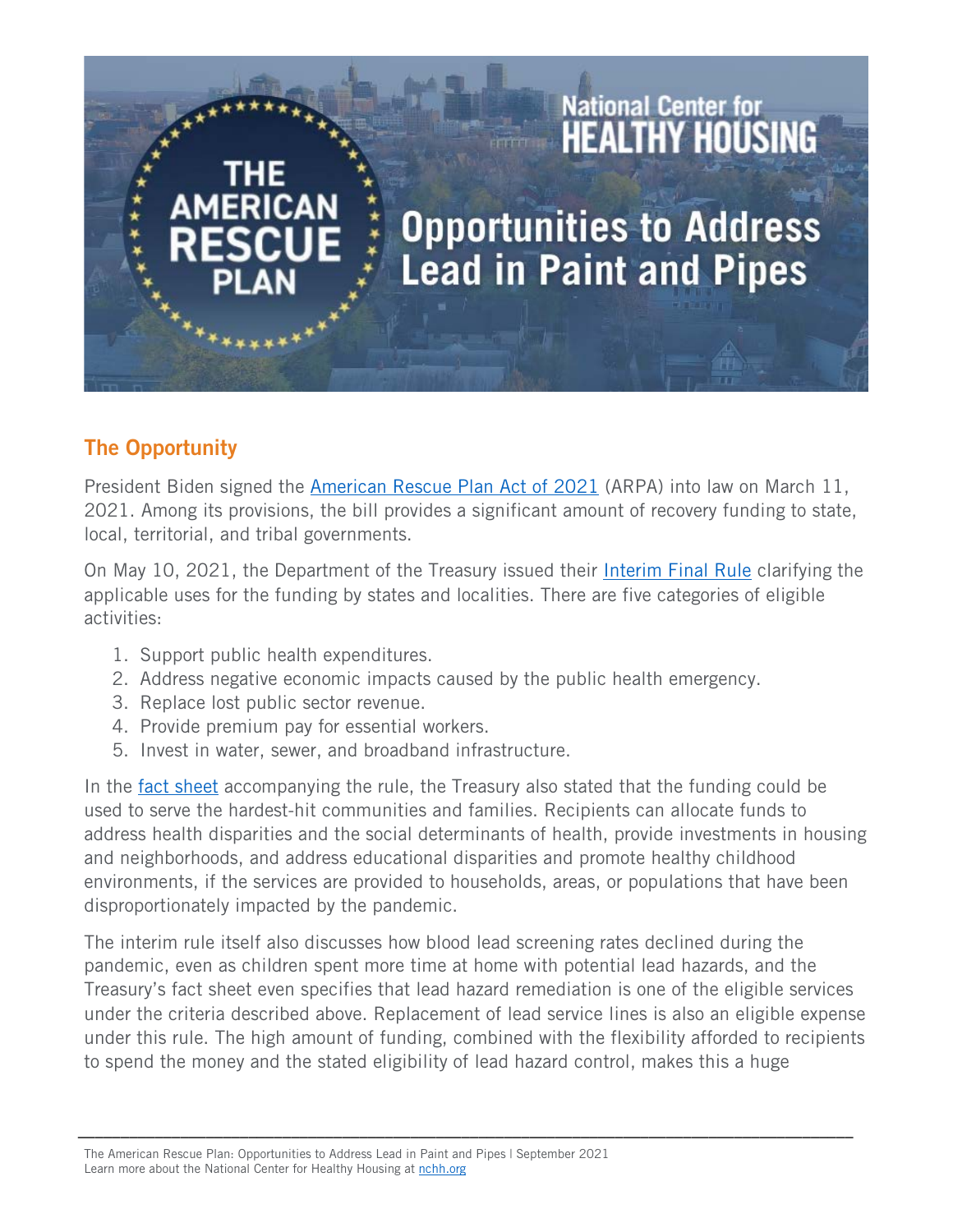# The American Rescue Plan

National Center for Healthy Housing

# Opportunities to Address Lead in Paint and Pipes

## The Opportunity

President Biden signed the American Rescue Plan Act of 2021 (ARPA) into law on March 11, 2021. Among its provisions, the bill provides a significant amount of recovery funding to state, local, territorial, and tribal governments.

On May 10, 2021, the Department of the Treasury issued their Interim Final Rule clarifying the applicable uses for the funding by states and localities. There are five categories of eligible activities:

1. Support public health expenditures.
2. Address negative economic impacts caused by the public health emergency.
3. Replace lost public sector revenue.
4. Provide premium pay for essential workers.
5. Invest in water, sewer, and broadband infrastructure.

In the fact sheet accompanying the rule, the Treasury also stated that the funding could be used to serve the hardest-hit communities and families. Recipients can allocate funds to address health disparities and the social determinants of health, provide investments in housing and neighborhoods, and address educational disparities and promote healthy childhood environments, if the services are provided to households, areas, or populations that have been disproportionately impacted by the pandemic.

The interim rule itself also discusses how blood lead screening rates declined during the pandemic, even as children spent more time at home with potential lead hazards, and the Treasury's fact sheet even specifies that lead hazard remediation is one of the eligible services under the criteria described above. Replacement of lead service lines is also an eligible expense under this rule. The high amount of funding, combined with the flexibility afforded to recipients to spend the money and the stated eligibility of lead hazard control, makes this a huge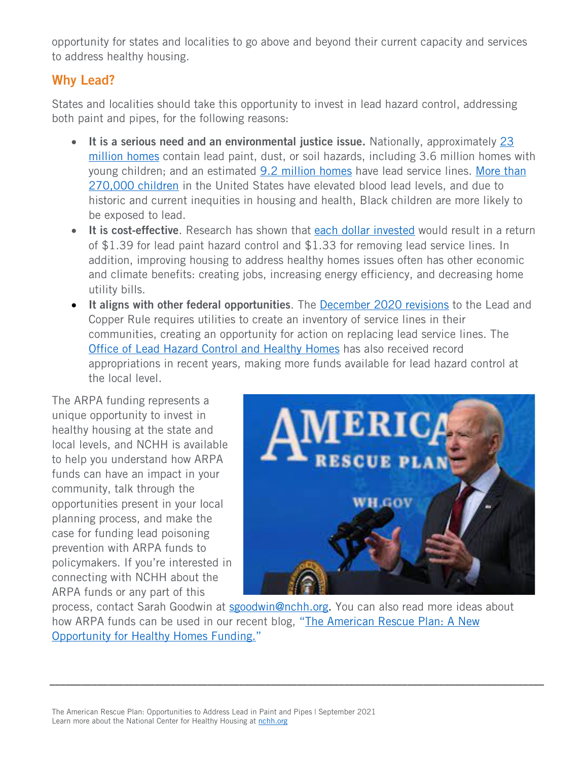opportunity for states and localities to go above and beyond their current capacity and services to address healthy housing.

## Why Lead?

States and localities should take this opportunity to invest in lead hazard control, addressing both paint and pipes, for the following reasons:

- **It is a serious need and an environmental justice issue.** Nationally, approximately 23 million homes contain lead paint, dust, or soil hazards, including 3.6 million homes with young children; and an estimated 9.2 million homes have lead service lines. More than 270,000 children in the United States have elevated blood lead levels, and due to historic and current inequities in housing and health, Black children are more likely to be exposed to lead.
- **It is cost-effective**. Research has shown that each dollar invested would result in a return of $1.39 for lead paint hazard control and $1.33 for removing lead service lines. In addition, improving housing to address healthy homes issues often has other economic and climate benefits: creating jobs, increasing energy efficiency, and decreasing home utility bills.
- **It aligns with other federal opportunities**. The December 2020 revisions to the Lead and Copper Rule requires utilities to create an inventory of service lines in their communities, creating an opportunity for action on replacing lead service lines. The Office of Lead Hazard Control and Healthy Homes has also received record appropriations in recent years, making more funds available for lead hazard control at the local level.

The ARPA funding represents a unique opportunity to invest in healthy housing at the state and local levels, and NCHH is available to help you understand how ARPA funds can have an impact in your community, talk through the opportunities present in your local planning process, and make the case for funding lead poisoning prevention with ARPA funds to policymakers. If you're interested in connecting with NCHH about the ARPA funds or any part of this process, contact Sarah Goodwin at sgoodwin@nchh.org. You can also read more ideas about how ARPA funds can be used in our recent blog, "The American Rescue Plan: A New Opportunity for Healthy Homes Funding."